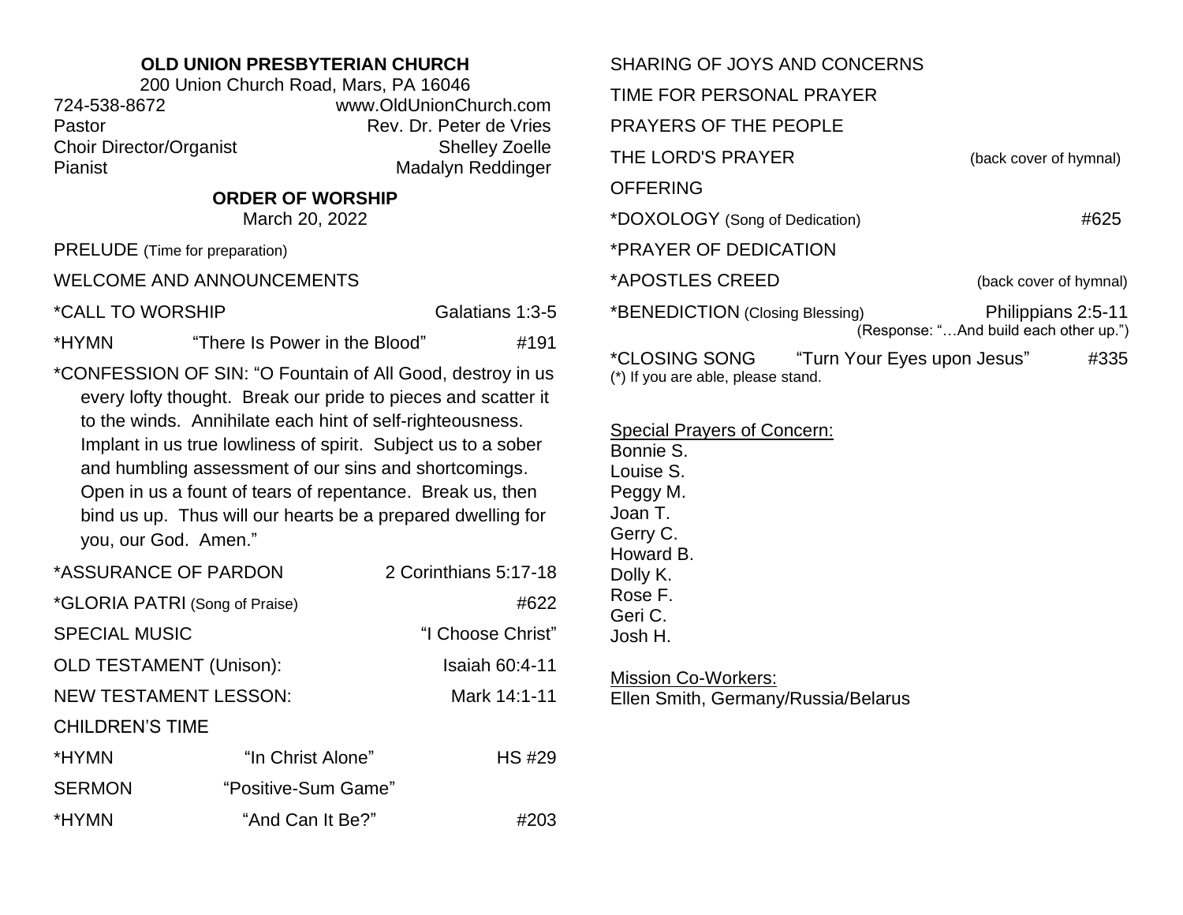**OLD UNION PRESBYTERIAN CHURCH**

200 Union Church Road, Mars, PA 16046

724-538-8672 www.OldUnionChurch.com

Pastor Rev. Dr. Peter de Vries

Choir Director/Organist Shelley Zoelle

Pianist Madalyn Reddinger

## ORDER OF WORSHIP

March 20, 2022

PRELUDE (Time for preparation)

WELCOME AND ANNOUNCEMENTS

*CALL TO WORSHIP Galatians 1:3-5

*HYMN "There Is Power in the Blood" #191

*CONFESSION OF SIN: "O Fountain of All Good, destroy in us every lofty thought. Break our pride to pieces and scatter it to the winds. Annihilate each hint of self-righteousness. Implant in us true lowliness of spirit. Subject us to a sober and humbling assessment of our sins and shortcomings. Open in us a fount of tears of repentance. Break us, then bind us up. Thus will our hearts be a prepared dwelling for you, our God. Amen."

*ASSURANCE OF PARDON 2 Corinthians 5:17-18

*GLORIA PATRI (Song of Praise) #622

SPECIAL MUSIC "I Choose Christ"

OLD TESTAMENT (Unison): Isaiah 60:4-11

NEW TESTAMENT LESSON: Mark 14:1-11

CHILDREN'S TIME

*HYMN "In Christ Alone" HS #29

SERMON "Positive-Sum Game"

*HYMN "And Can It Be?" #203

SHARING OF JOYS AND CONCERNS

TIME FOR PERSONAL PRAYER

PRAYERS OF THE PEOPLE

THE LORD'S PRAYER (back cover of hymnal)

OFFERING

*DOXOLOGY (Song of Dedication) #625

*PRAYER OF DEDICATION

*APOSTLES CREED (back cover of hymnal)

*BENEDICTION (Closing Blessing) Philippians 2:5-11
(Response: "…And build each other up.")

*CLOSING SONG "Turn Your Eyes upon Jesus" #335

(*) If you are able, please stand.

Special Prayers of Concern:

Bonnie S.
Louise S.
Peggy M.
Joan T.
Gerry C.
Howard B.
Dolly K.
Rose F.
Geri C.
Josh H.

Mission Co-Workers:

Ellen Smith, Germany/Russia/Belarus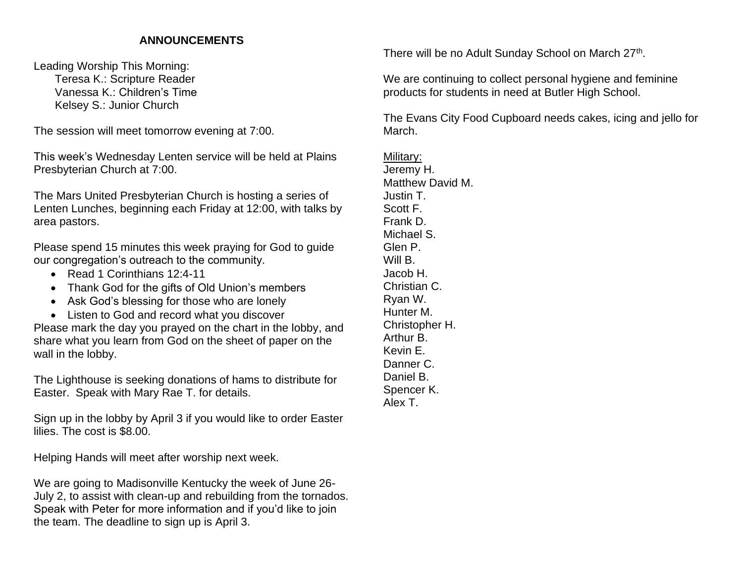## ANNOUNCEMENTS

Leading Worship This Morning:

Teresa K.: Scripture Reader
Vanessa K.: Children's Time
Kelsey S.: Junior Church

The session will meet tomorrow evening at 7:00.

This week's Wednesday Lenten service will be held at Plains Presbyterian Church at 7:00.

The Mars United Presbyterian Church is hosting a series of Lenten Lunches, beginning each Friday at 12:00, with talks by area pastors.

Please spend 15 minutes this week praying for God to guide our congregation's outreach to the community.

- Read 1 Corinthians 12:4-11
- Thank God for the gifts of Old Union's members
- Ask God's blessing for those who are lonely
- Listen to God and record what you discover

Please mark the day you prayed on the chart in the lobby, and share what you learn from God on the sheet of paper on the wall in the lobby.

The Lighthouse is seeking donations of hams to distribute for Easter. Speak with Mary Rae T. for details.

Sign up in the lobby by April 3 if you would like to order Easter lilies. The cost is $8.00.

Helping Hands will meet after worship next week.

We are going to Madisonville Kentucky the week of June 26-July 2, to assist with clean-up and rebuilding from the tornados. Speak with Peter for more information and if you'd like to join the team. The deadline to sign up is April 3.

There will be no Adult Sunday School on March 27th.

We are continuing to collect personal hygiene and feminine products for students in need at Butler High School.

The Evans City Food Cupboard needs cakes, icing and jello for March.

Military:

Jeremy H.
Matthew David M.
Justin T.
Scott F.
Frank D.
Michael S.
Glen P.
Will B.
Jacob H.
Christian C.
Ryan W.
Hunter M.
Christopher H.
Arthur B.
Kevin E.
Danner C.
Daniel B.
Spencer K.
Alex T.